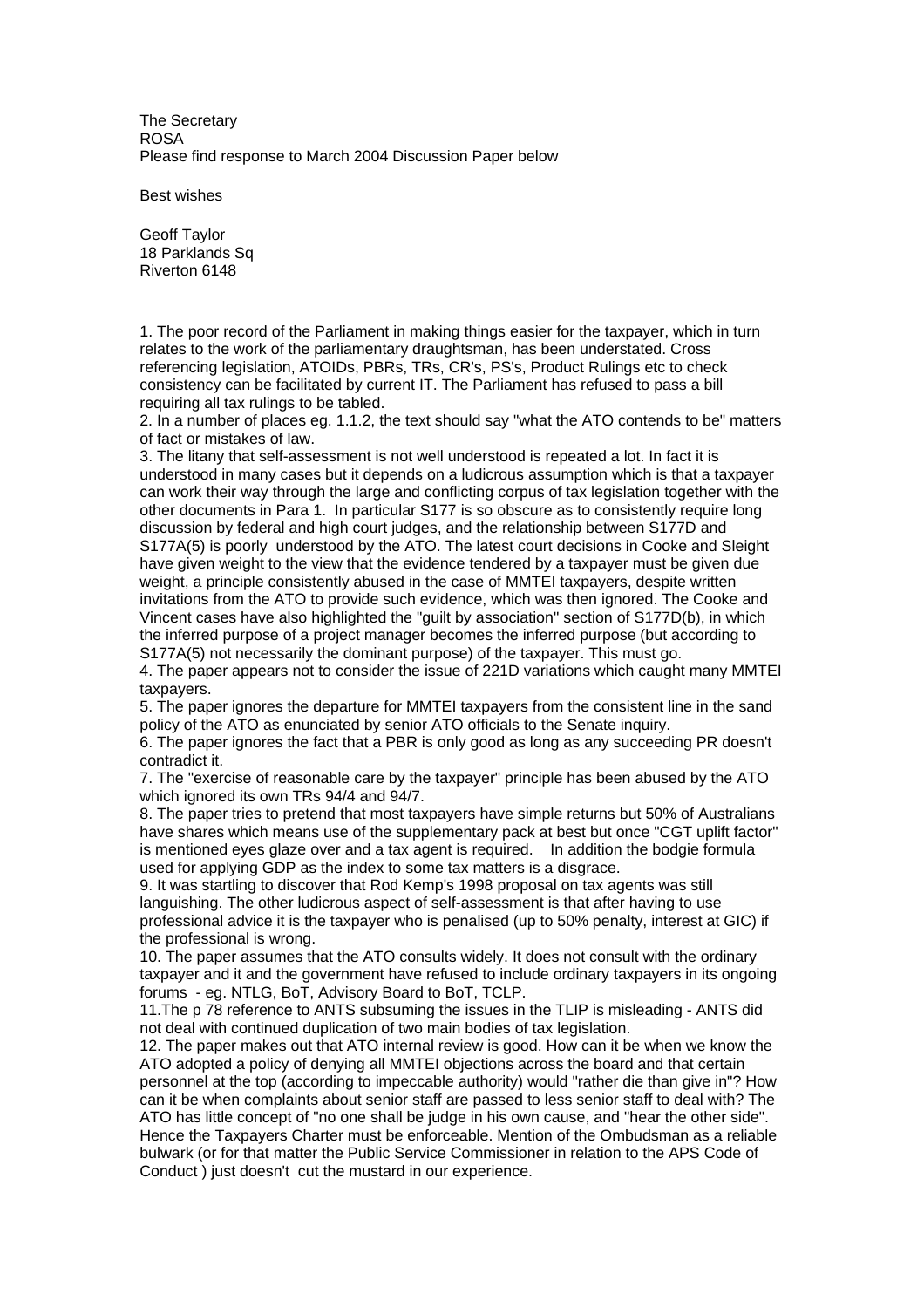The Secretary
ROSA
Please find response to March 2004 Discussion Paper below

Best wishes

Geoff Taylor
18 Parklands Sq
Riverton 6148

1. The poor record of the Parliament in making things easier for the taxpayer, which in turn relates to the work of the parliamentary draughtsman, has been understated. Cross referencing legislation, ATOIDs, PBRs, TRs, CR's, PS's, Product Rulings etc to check consistency can be facilitated by current IT. The Parliament has refused to pass a bill requiring all tax rulings to be tabled.
2. In a number of places eg. 1.1.2, the text should say "what the ATO contends to be" matters of fact or mistakes of law.
3. The litany that self-assessment is not well understood is repeated a lot. In fact it is understood in many cases but it depends on a ludicrous assumption which is that a taxpayer can work their way through the large and conflicting corpus of tax legislation together with the other documents in Para 1. In particular S177 is so obscure as to consistently require long discussion by federal and high court judges, and the relationship between S177D and S177A(5) is poorly understood by the ATO. The latest court decisions in Cooke and Sleight have given weight to the view that the evidence tendered by a taxpayer must be given due weight, a principle consistently abused in the case of MMTEI taxpayers, despite written invitations from the ATO to provide such evidence, which was then ignored. The Cooke and Vincent cases have also highlighted the "guilt by association" section of S177D(b), in which the inferred purpose of a project manager becomes the inferred purpose (but according to S177A(5) not necessarily the dominant purpose) of the taxpayer. This must go.
4. The paper appears not to consider the issue of 221D variations which caught many MMTEI taxpayers.
5. The paper ignores the departure for MMTEI taxpayers from the consistent line in the sand policy of the ATO as enunciated by senior ATO officials to the Senate inquiry.
6. The paper ignores the fact that a PBR is only good as long as any succeeding PR doesn't contradict it.
7. The "exercise of reasonable care by the taxpayer" principle has been abused by the ATO which ignored its own TRs 94/4 and 94/7.
8. The paper tries to pretend that most taxpayers have simple returns but 50% of Australians have shares which means use of the supplementary pack at best but once "CGT uplift factor" is mentioned eyes glaze over and a tax agent is required. In addition the bodgie formula used for applying GDP as the index to some tax matters is a disgrace.
9. It was startling to discover that Rod Kemp's 1998 proposal on tax agents was still languishing. The other ludicrous aspect of self-assessment is that after having to use professional advice it is the taxpayer who is penalised (up to 50% penalty, interest at GIC) if the professional is wrong.
10. The paper assumes that the ATO consults widely. It does not consult with the ordinary taxpayer and it and the government have refused to include ordinary taxpayers in its ongoing forums - eg. NTLG, BoT, Advisory Board to BoT, TCLP.
11. The p 78 reference to ANTS subsuming the issues in the TLIP is misleading - ANTS did not deal with continued duplication of two main bodies of tax legislation.
12. The paper makes out that ATO internal review is good. How can it be when we know the ATO adopted a policy of denying all MMTEI objections across the board and that certain personnel at the top (according to impeccable authority) would "rather die than give in"? How can it be when complaints about senior staff are passed to less senior staff to deal with? The ATO has little concept of "no one shall be judge in his own cause, and "hear the other side". Hence the Taxpayers Charter must be enforceable. Mention of the Ombudsman as a reliable bulwark (or for that matter the Public Service Commissioner in relation to the APS Code of Conduct ) just doesn't cut the mustard in our experience.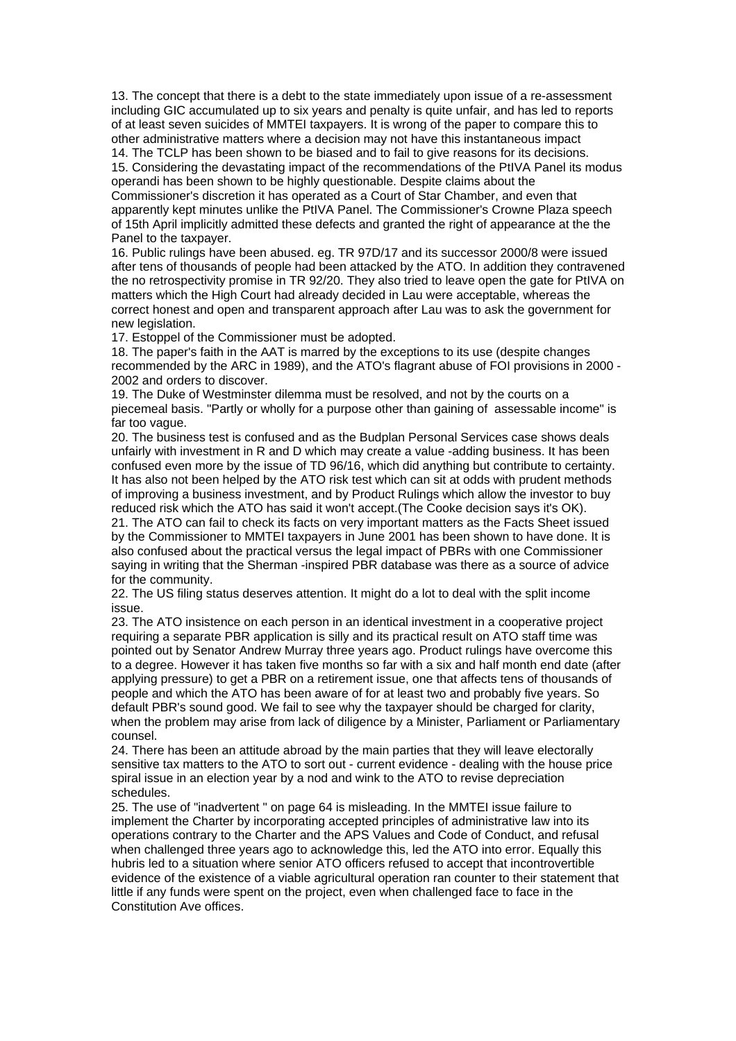13. The concept that there is a debt to the state immediately upon issue of a re-assessment including GIC accumulated up to six years and penalty is quite unfair, and has led to reports of at least seven suicides of MMTEI taxpayers. It is wrong of the paper to compare this to other administrative matters where a decision may not have this instantaneous impact

14. The TCLP has been shown to be biased and to fail to give reasons for its decisions.

15. Considering the devastating impact of the recommendations of the PtIVA Panel its modus operandi has been shown to be highly questionable. Despite claims about the Commissioner's discretion it has operated as a Court of Star Chamber, and even that apparently kept minutes unlike the PtIVA Panel. The Commissioner's Crowne Plaza speech of 15th April implicitly admitted these defects and granted the right of appearance at the the Panel to the taxpayer.

16. Public rulings have been abused. eg. TR 97D/17 and its successor 2000/8 were issued after tens of thousands of people had been attacked by the ATO. In addition they contravened the no retrospectivity promise in TR 92/20. They also tried to leave open the gate for PtIVA on matters which the High Court had already decided in Lau were acceptable, whereas the correct honest and open and transparent approach after Lau was to ask the government for new legislation.

17. Estoppel of the Commissioner must be adopted.

18. The paper's faith in the AAT is marred by the exceptions to its use (despite changes recommended by the ARC in 1989), and the ATO's flagrant abuse of FOI provisions in 2000 - 2002 and orders to discover.

19. The Duke of Westminster dilemma must be resolved, and not by the courts on a piecemeal basis. "Partly or wholly for a purpose other than gaining of assessable income" is far too vague.

20. The business test is confused and as the Budplan Personal Services case shows deals unfairly with investment in R and D which may create a value -adding business. It has been confused even more by the issue of TD 96/16, which did anything but contribute to certainty. It has also not been helped by the ATO risk test which can sit at odds with prudent methods of improving a business investment, and by Product Rulings which allow the investor to buy reduced risk which the ATO has said it won't accept.(The Cooke decision says it's OK).

21. The ATO can fail to check its facts on very important matters as the Facts Sheet issued by the Commissioner to MMTEI taxpayers in June 2001 has been shown to have done. It is also confused about the practical versus the legal impact of PBRs with one Commissioner saying in writing that the Sherman -inspired PBR database was there as a source of advice for the community.

22. The US filing status deserves attention. It might do a lot to deal with the split income issue.

23. The ATO insistence on each person in an identical investment in a cooperative project requiring a separate PBR application is silly and its practical result on ATO staff time was pointed out by Senator Andrew Murray three years ago. Product rulings have overcome this to a degree. However it has taken five months so far with a six and half month end date (after applying pressure) to get a PBR on a retirement issue, one that affects tens of thousands of people and which the ATO has been aware of for at least two and probably five years. So default PBR's sound good. We fail to see why the taxpayer should be charged for clarity, when the problem may arise from lack of diligence by a Minister, Parliament or Parliamentary counsel.

24. There has been an attitude abroad by the main parties that they will leave electorally sensitive tax matters to the ATO to sort out - current evidence - dealing with the house price spiral issue in an election year by a nod and wink to the ATO to revise depreciation schedules.

25. The use of "inadvertent " on page 64 is misleading. In the MMTEI issue failure to implement the Charter by incorporating accepted principles of administrative law into its operations contrary to the Charter and the APS Values and Code of Conduct, and refusal when challenged three years ago to acknowledge this, led the ATO into error. Equally this hubris led to a situation where senior ATO officers refused to accept that incontrovertible evidence of the existence of a viable agricultural operation ran counter to their statement that little if any funds were spent on the project, even when challenged face to face in the Constitution Ave offices.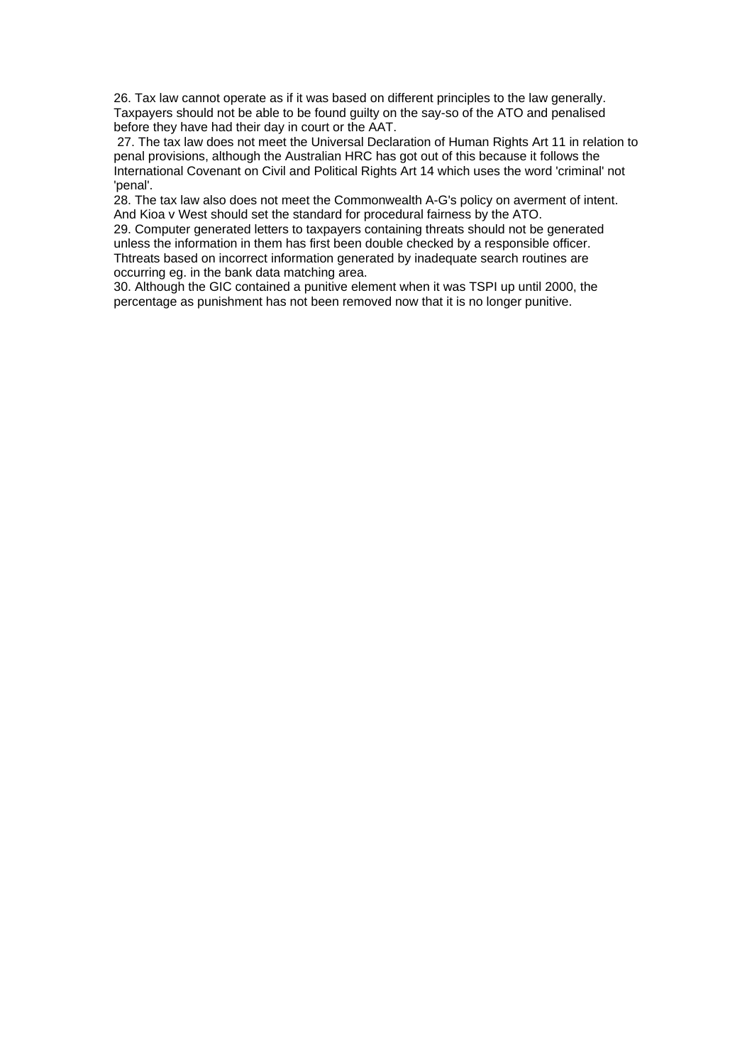26. Tax law cannot operate as if it was based on different principles to the law generally. Taxpayers should not be able to be found guilty on the say-so of the ATO and penalised before they have had their day in court or the AAT.

27. The tax law does not meet the Universal Declaration of Human Rights Art 11 in relation to penal provisions, although the Australian HRC has got out of this because it follows the International Covenant on Civil and Political Rights Art 14 which uses the word 'criminal' not 'penal'.

28. The tax law also does not meet the Commonwealth A-G's policy on averment of intent. And Kioa v West should set the standard for procedural fairness by the ATO.

29. Computer generated letters to taxpayers containing threats should not be generated unless the information in them has first been double checked by a responsible officer. Thtreats based on incorrect information generated by inadequate search routines are occurring eg. in the bank data matching area.

30. Although the GIC contained a punitive element when it was TSPI up until 2000, the percentage as punishment has not been removed now that it is no longer punitive.